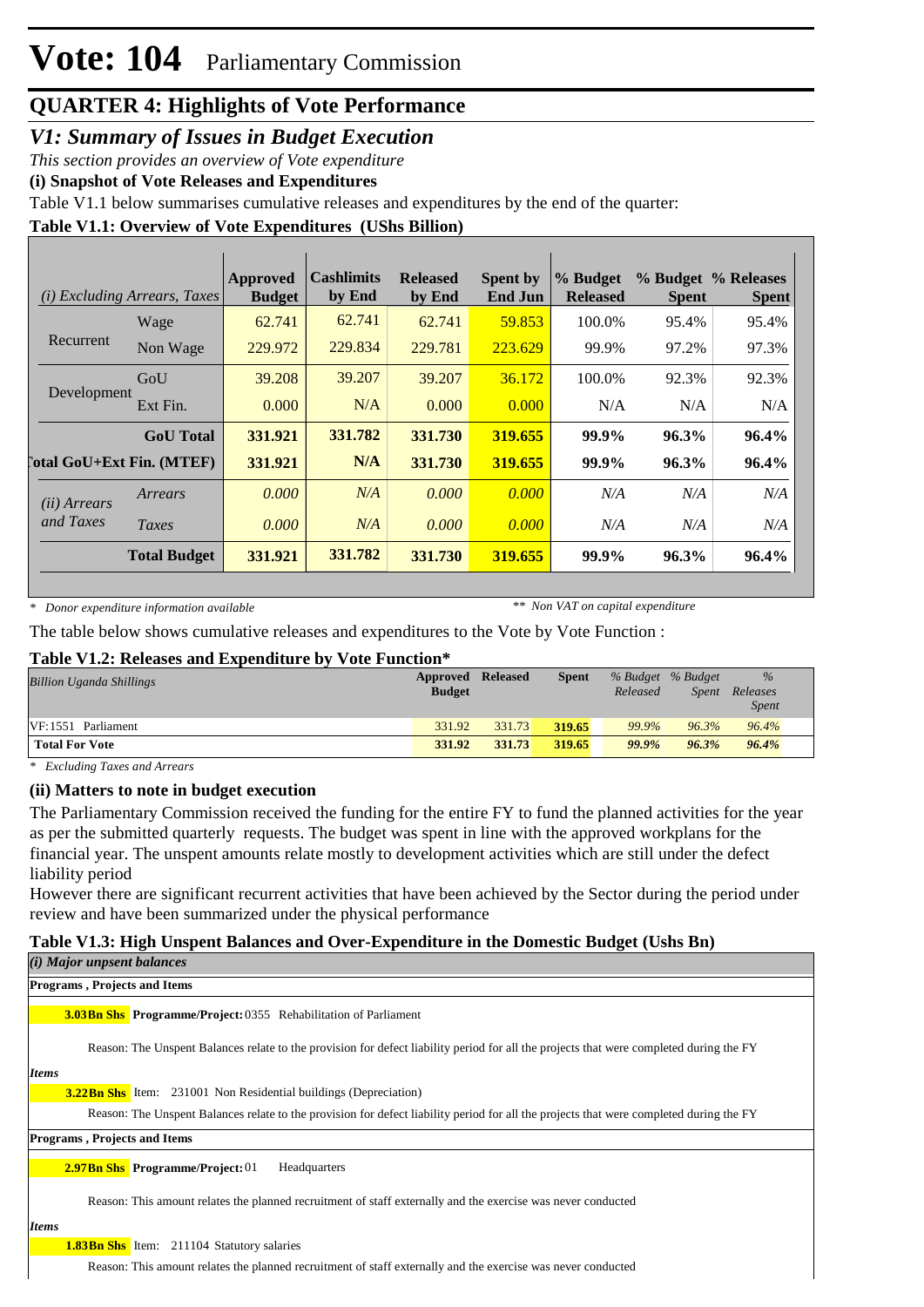# Vote: 104 Parliamentary Commission

## QUARTER 4: Highlights of Vote Performance

### *V1: Summary of Issues in Budget Execution*

*This section provides an overview of Vote expenditure*

**(i) Snapshot of Vote Releases and Expenditures**

Table V1.1 below summarises cumulative releases and expenditures by the end of the quarter:

**Table V1.1: Overview of Vote Expenditures (UShs Billion)**

| *(i) Excluding Arrears, Taxes* | | Approved Budget | Cashlimits by End | Released by End | Spent by End Jun | % Budget Released | % Budget Spent | % Releases Spent |
|---|---|---|---|---|---|---|---|---|
| Recurrent | Wage | 62.741 | 62.741 | 62.741 | 59.853 | 100.0% | 95.4% | 95.4% |
| | Non Wage | 229.972 | 229.834 | 229.781 | 223.629 | 99.9% | 97.2% | 97.3% |
| Development | GoU | 39.208 | 39.207 | 39.207 | 36.172 | 100.0% | 92.3% | 92.3% |
| | Ext Fin. | 0.000 | N/A | 0.000 | 0.000 | N/A | N/A | N/A |
| | **GoU Total** | **331.921** | **331.782** | **331.730** | **319.655** | **99.9%** | **96.3%** | **96.4%** |
| **Total GoU+Ext Fin. (MTEF)** | | **331.921** | **N/A** | **331.730** | **319.655** | **99.9%** | **96.3%** | **96.4%** |
| *(ii) Arrears and Taxes* | *Arrears* | *0.000* | *N/A* | *0.000* | *0.000* | *N/A* | *N/A* | *N/A* |
| | *Taxes* | *0.000* | *N/A* | *0.000* | *0.000* | *N/A* | *N/A* | *N/A* |
| | **Total Budget** | **331.921** | **331.782** | **331.730** | **319.655** | **99.9%** | **96.3%** | **96.4%** |

*\* Donor expenditure information available* *\*\* Non VAT on capital expenditure*

The table below shows cumulative releases and expenditures to the Vote by Vote Function :

**Table V1.2: Releases and Expenditure by Vote Function\***

| *Billion Uganda Shillings* | Approved Budget | Released | Spent | *% Budget Released* | *% Budget Spent* | *% Releases Spent* |
|---|---|---|---|---|---|---|
| VF:1551 Parliament | 331.92 | 331.73 | 319.65 | 99.9% | 96.3% | 96.4% |
| **Total For Vote** | **331.92** | **331.73** | **319.65** | ***99.9%*** | ***96.3%*** | ***96.4%*** |

*\* Excluding Taxes and Arrears*

**(ii) Matters to note in budget execution**

The Parliamentary Commission received the funding for the entire FY to fund the planned activities for the year as per the submitted quarterly requests. The budget was spent in line with the approved workplans for the financial year. The unspent amounts relate mostly to development activities which are still under the defect liability period

However there are significant recurrent activities that have been achieved by the Sector during the period under review and have been summarized under the physical performance

**Table V1.3: High Unspent Balances and Over-Expenditure in the Domestic Budget (Ushs Bn)**

***(i) Major unspent balances***

**Programs , Projects and Items**

**3.03Bn Shs** **Programme/Project:** 0355 Rehabilitation of Parliament

Reason: The Unspent Balances relate to the provision for defect liability period for all the projects that were completed during the FY

***Items***

**3.22Bn Shs** Item: 231001 Non Residential buildings (Depreciation)

Reason: The Unspent Balances relate to the provision for defect liability period for all the projects that were completed during the FY

**Programs , Projects and Items**

**2.97Bn Shs** **Programme/Project:** 01 Headquarters

Reason: This amount relates the planned recruitment of staff externally and the exercise was never conducted

***Items***

**1.83Bn Shs** Item: 211104 Statutory salaries

Reason: This amount relates the planned recruitment of staff externally and the exercise was never conducted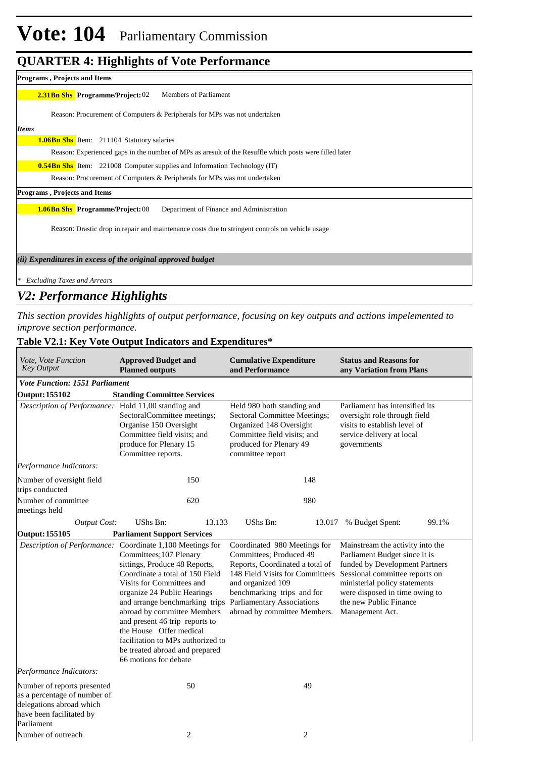# Vote: 104 Parliamentary Commission

## QUARTER 4: Highlights of Vote Performance

**Programs , Projects and Items**

**2.31Bn Shs Programme/Project:** 02 Members of Parliament

Reason: Procurement of Computers & Peripherals for MPs was not undertaken

*Items*

**1.06Bn Shs** Item: 211104 Statutory salaries

Reason: Experienced gaps in the number of MPs as aresult of the Resuffle which posts were filled later

**0.54Bn Shs** Item: 221008 Computer supplies and Information Technology (IT)

Reason: Procurement of Computers & Peripherals for MPs was not undertaken

**Programs , Projects and Items**

**1.06Bn Shs Programme/Project:** 08 Department of Finance and Administration

Reason: Drastic drop in repair and maintenance costs due to stringent controls on vehicle usage

*(ii) Expenditures in excess of the original approved budget*

\* *Excluding Taxes and Arrears*

## *V2: Performance Highlights*

*This section provides highlights of output performance, focusing on key outputs and actions impelemented to improve section performance.*

### Table V2.1: Key Vote Output Indicators and Expenditures*

| *Vote, Vote Function Key Output* | **Approved Budget and Planned outputs** | **Cumulative Expenditure and Performance** | **Status and Reasons for any Variation from Plans** |
|---|---|---|---|
| ***Vote Function: 1551 Parliament*** | | | |
| **Output: 155102** | **Standing Committee Services** | | |
| *Description of Performance:* | Hold 11,00 standing and SectoralCommittee meetings; Organise 150 Oversight Committee field visits; and produce for Plenary 15 Committee reports. | Held 980 both standing and Sectoral Committee Meetings; Organized 148 Oversight Committee field visits; and produced for Plenary 49 committee report | Parliament has intensified its oversight role through field visits to establish level of service delivery at local governments |
| *Performance Indicators:* | | | |
| Number of oversight field trips conducted | 150 | 148 | |
| Number of committee meetings held | 620 | 980 | |
| *Output Cost:* | UShs Bn: 13.133 | UShs Bn: 13.017 | % Budget Spent: 99.1% |
| **Output: 155105** | **Parliament Support Services** | | |
| *Description of Performance:* | Coordinate 1,100 Meetings for Committees;107 Plenary sittings, Produce 48 Reports, Coordinate a total of 150 Field Visits for Committees and organize 24 Public Hearings and arrange benchmarking trips abroad by committee Members and present 46 trip reports to the House Offer medical facilitation to MPs authorized to be treated abroad and prepared 66 motions for debate | Coordinated 980 Meetings for Committees; Produced 49 Reports, Coordinated a total of 148 Field Visits for Committees and organized 109 benchmarking trips and for Parliamentary Associations abroad by committee Members. | Mainstream the activity into the Parliament Budget since it is funded by Development Partners Sessional committee reports on ministerial policy statements were disposed in time owing to the new Public Finance Management Act. |
| *Performance Indicators:* | | | |
| Number of reports presented as a percentage of number of delegations abroad which have been facilitated by Parliament | 50 | 49 | |
| Number of outreach | 2 | 2 | |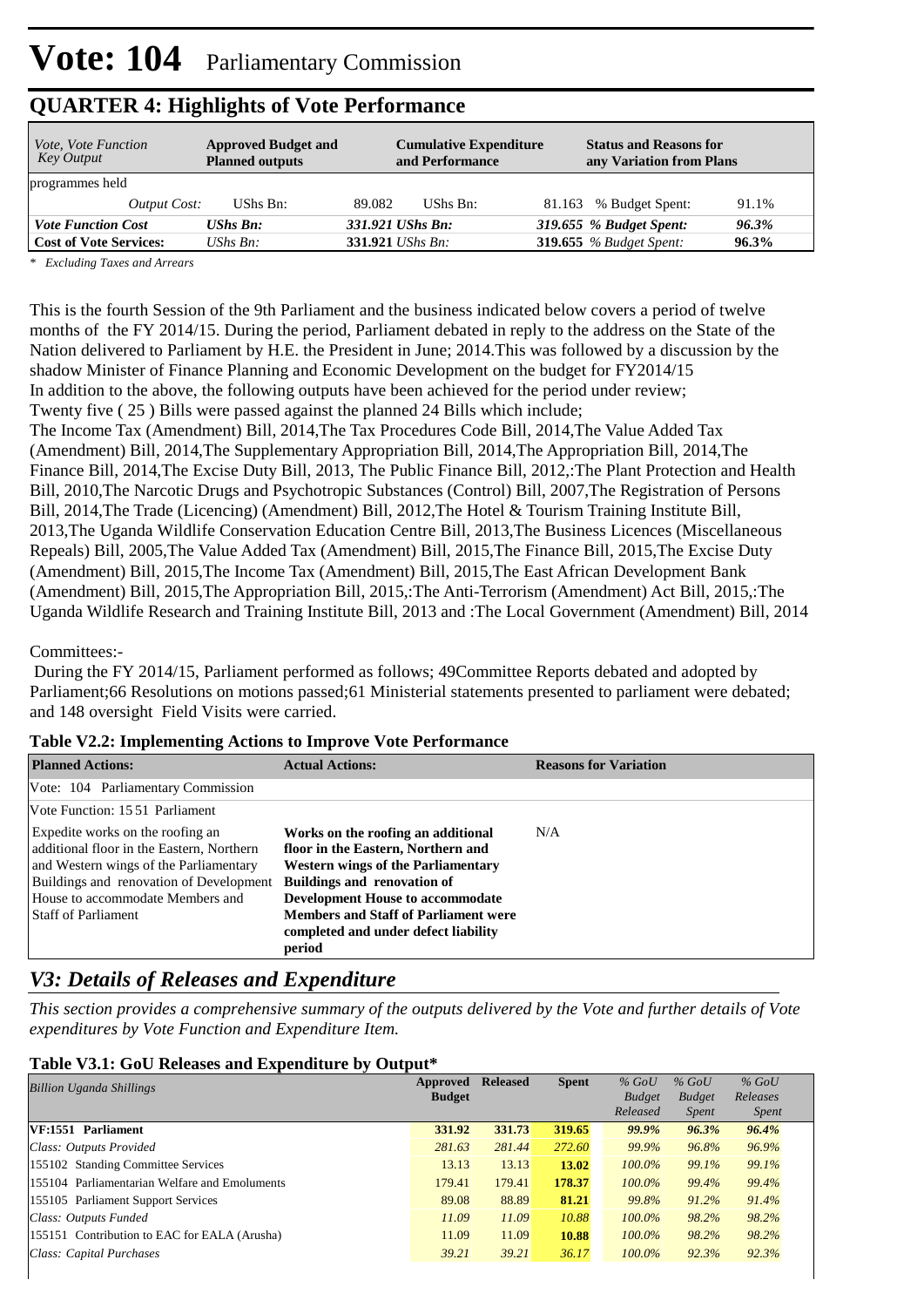# Vote: 104 Parliamentary Commission

## QUARTER 4: Highlights of Vote Performance

| *Vote, Vote Function Key Output* | **Approved Budget and Planned outputs** | | **Cumulative Expenditure and Performance** | | **Status and Reasons for any Variation from Plans** | |
|---|---|---|---|---|---|---|
| programmes held | | | | | | |
| *Output Cost:* | UShs Bn: | 89.082 | UShs Bn: | 81.163 | % Budget Spent: | 91.1% |
| ***Vote Function Cost*** | ***UShs Bn:*** | ***331.921*** | ***UShs Bn:*** | ***319.655*** | ***% Budget Spent:*** | ***96.3%*** |
| **Cost of Vote Services:** | *UShs Bn:* | **331.921** | *UShs Bn:* | **319.655** | *% Budget Spent:* | **96.3%** |

*\* Excluding Taxes and Arrears*

This is the fourth Session of the 9th Parliament and the business indicated below covers a period of twelve months of the FY 2014/15. During the period, Parliament debated in reply to the address on the State of the Nation delivered to Parliament by H.E. the President in June; 2014.This was followed by a discussion by the shadow Minister of Finance Planning and Economic Development on the budget for FY2014/15
In addition to the above, the following outputs have been achieved for the period under review;
Twenty five ( 25 ) Bills were passed against the planned 24 Bills which include;
The Income Tax (Amendment) Bill, 2014,The Tax Procedures Code Bill, 2014,The Value Added Tax (Amendment) Bill, 2014,The Supplementary Appropriation Bill, 2014,The Appropriation Bill, 2014,The Finance Bill, 2014,The Excise Duty Bill, 2013, The Public Finance Bill, 2012,:The Plant Protection and Health Bill, 2010,The Narcotic Drugs and Psychotropic Substances (Control) Bill, 2007,The Registration of Persons Bill, 2014,The Trade (Licencing) (Amendment) Bill, 2012,The Hotel & Tourism Training Institute Bill, 2013,The Uganda Wildlife Conservation Education Centre Bill, 2013,The Business Licences (Miscellaneous Repeals) Bill, 2005,The Value Added Tax (Amendment) Bill, 2015,The Finance Bill, 2015,The Excise Duty (Amendment) Bill, 2015,The Income Tax (Amendment) Bill, 2015,The East African Development Bank (Amendment) Bill, 2015,The Appropriation Bill, 2015,:The Anti-Terrorism (Amendment) Act Bill, 2015,:The Uganda Wildlife Research and Training Institute Bill, 2013 and :The Local Government (Amendment) Bill, 2014

Committees:-
During the FY 2014/15, Parliament performed as follows; 49Committee Reports debated and adopted by Parliament;66 Resolutions on motions passed;61 Ministerial statements presented to parliament were debated; and 148 oversight Field Visits were carried.

**Table V2.2: Implementing Actions to Improve Vote Performance**

| **Planned Actions:** | **Actual Actions:** | **Reasons for Variation** |
|---|---|---|
| Vote: 104 Parliamentary Commission | | |
| Vote Function: 15 51 Parliament | | |
| Expedite works on the roofing an additional floor in the Eastern, Northern and Western wings of the Parliamentary Buildings and renovation of Development House to accommodate Members and Staff of Parliament | **Works on the roofing an additional floor in the Eastern, Northern and Western wings of the Parliamentary Buildings and renovation of Development House to accommodate Members and Staff of Parliament were completed and under defect liability period** | N/A |

## *V3: Details of Releases and Expenditure*

*This section provides a comprehensive summary of the outputs delivered by the Vote and further details of Vote expenditures by Vote Function and Expenditure Item.*

**Table V3.1: GoU Releases and Expenditure by Output\***

| *Billion Uganda Shillings* | **Approved Budget** | **Released** | **Spent** | *% GoU Budget Released* | *% GoU Budget Spent* | *% GoU Releases Spent* |
|---|---|---|---|---|---|---|
| **VF:1551 Parliament** | **331.92** | **331.73** | **319.65** | ***99.9%*** | ***96.3%*** | ***96.4%*** |
| *Class: Outputs Provided* | *281.63* | *281.44* | *272.60* | *99.9%* | *96.8%* | *96.9%* |
| 155102 Standing Committee Services | 13.13 | 13.13 | **13.02** | *100.0%* | *99.1%* | *99.1%* |
| 155104 Parliamentarian Welfare and Emoluments | 179.41 | 179.41 | **178.37** | *100.0%* | *99.4%* | *99.4%* |
| 155105 Parliament Support Services | 89.08 | 88.89 | **81.21** | *99.8%* | *91.2%* | *91.4%* |
| *Class: Outputs Funded* | *11.09* | *11.09* | *10.88* | *100.0%* | *98.2%* | *98.2%* |
| 155151 Contribution to EAC for EALA (Arusha) | 11.09 | 11.09 | **10.88** | *100.0%* | *98.2%* | *98.2%* |
| *Class: Capital Purchases* | *39.21* | *39.21* | *36.17* | *100.0%* | *92.3%* | *92.3%* |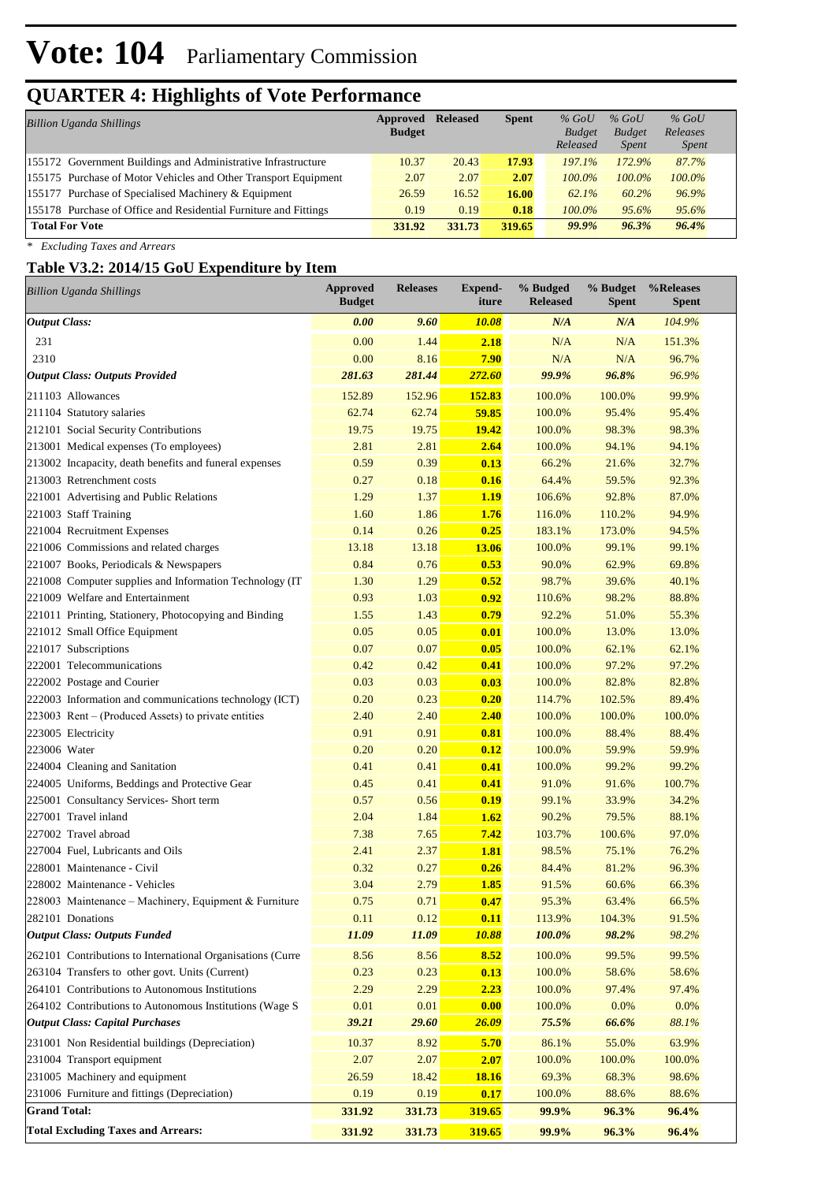# Vote: 104 Parliamentary Commission

## QUARTER 4: Highlights of Vote Performance

| *Billion Uganda Shillings* | Approved Budget | Released | Spent | *% GoU Budget Released* | *% GoU Budget Spent* | *% GoU Releases Spent* |
|---|---|---|---|---|---|---|
| 155172 Government Buildings and Administrative Infrastructure | 10.37 | 20.43 | **17.93** | *197.1%* | *172.9%* | *87.7%* |
| 155175 Purchase of Motor Vehicles and Other Transport Equipment | 2.07 | 2.07 | **2.07** | *100.0%* | *100.0%* | *100.0%* |
| 155177 Purchase of Specialised Machinery & Equipment | 26.59 | 16.52 | **16.00** | *62.1%* | *60.2%* | *96.9%* |
| 155178 Purchase of Office and Residential Furniture and Fittings | 0.19 | 0.19 | **0.18** | *100.0%* | *95.6%* | *95.6%* |
| **Total For Vote** | **331.92** | **331.73** | **319.65** | ***99.9%*** | ***96.3%*** | ***96.4%*** |

\* *Excluding Taxes and Arrears*

### Table V3.2: 2014/15 GoU Expenditure by Item

| *Billion Uganda Shillings* | Approved Budget | Releases | Expend-iture | % Budged Released | % Budget Spent | %Releases Spent |
|---|---|---|---|---|---|---|
| ***Output Class:*** | ***0.00*** | ***9.60*** | ***10.08*** | ***N/A*** | ***N/A*** | *104.9%* |
| 231 | 0.00 | 1.44 | **2.18** | N/A | N/A | 151.3% |
| 2310 | 0.00 | 8.16 | **7.90** | N/A | N/A | 96.7% |
| ***Output Class: Outputs Provided*** | ***281.63*** | ***281.44*** | ***272.60*** | ***99.9%*** | ***96.8%*** | *96.9%* |
| 211103 Allowances | 152.89 | 152.96 | **152.83** | 100.0% | 100.0% | 99.9% |
| 211104 Statutory salaries | 62.74 | 62.74 | **59.85** | 100.0% | 95.4% | 95.4% |
| 212101 Social Security Contributions | 19.75 | 19.75 | **19.42** | 100.0% | 98.3% | 98.3% |
| 213001 Medical expenses (To employees) | 2.81 | 2.81 | **2.64** | 100.0% | 94.1% | 94.1% |
| 213002 Incapacity, death benefits and funeral expenses | 0.59 | 0.39 | **0.13** | 66.2% | 21.6% | 32.7% |
| 213003 Retrenchment costs | 0.27 | 0.18 | **0.16** | 64.4% | 59.5% | 92.3% |
| 221001 Advertising and Public Relations | 1.29 | 1.37 | **1.19** | 106.6% | 92.8% | 87.0% |
| 221003 Staff Training | 1.60 | 1.86 | **1.76** | 116.0% | 110.2% | 94.9% |
| 221004 Recruitment Expenses | 0.14 | 0.26 | **0.25** | 183.1% | 173.0% | 94.5% |
| 221006 Commissions and related charges | 13.18 | 13.18 | **13.06** | 100.0% | 99.1% | 99.1% |
| 221007 Books, Periodicals & Newspapers | 0.84 | 0.76 | **0.53** | 90.0% | 62.9% | 69.8% |
| 221008 Computer supplies and Information Technology (IT | 1.30 | 1.29 | **0.52** | 98.7% | 39.6% | 40.1% |
| 221009 Welfare and Entertainment | 0.93 | 1.03 | **0.92** | 110.6% | 98.2% | 88.8% |
| 221011 Printing, Stationery, Photocopying and Binding | 1.55 | 1.43 | **0.79** | 92.2% | 51.0% | 55.3% |
| 221012 Small Office Equipment | 0.05 | 0.05 | **0.01** | 100.0% | 13.0% | 13.0% |
| 221017 Subscriptions | 0.07 | 0.07 | **0.05** | 100.0% | 62.1% | 62.1% |
| 222001 Telecommunications | 0.42 | 0.42 | **0.41** | 100.0% | 97.2% | 97.2% |
| 222002 Postage and Courier | 0.03 | 0.03 | **0.03** | 100.0% | 82.8% | 82.8% |
| 222003 Information and communications technology (ICT) | 0.20 | 0.23 | **0.20** | 114.7% | 102.5% | 89.4% |
| 223003 Rent – (Produced Assets) to private entities | 2.40 | 2.40 | **2.40** | 100.0% | 100.0% | 100.0% |
| 223005 Electricity | 0.91 | 0.91 | **0.81** | 100.0% | 88.4% | 88.4% |
| 223006 Water | 0.20 | 0.20 | **0.12** | 100.0% | 59.9% | 59.9% |
| 224004 Cleaning and Sanitation | 0.41 | 0.41 | **0.41** | 100.0% | 99.2% | 99.2% |
| 224005 Uniforms, Beddings and Protective Gear | 0.45 | 0.41 | **0.41** | 91.0% | 91.6% | 100.7% |
| 225001 Consultancy Services- Short term | 0.57 | 0.56 | **0.19** | 99.1% | 33.9% | 34.2% |
| 227001 Travel inland | 2.04 | 1.84 | **1.62** | 90.2% | 79.5% | 88.1% |
| 227002 Travel abroad | 7.38 | 7.65 | **7.42** | 103.7% | 100.6% | 97.0% |
| 227004 Fuel, Lubricants and Oils | 2.41 | 2.37 | **1.81** | 98.5% | 75.1% | 76.2% |
| 228001 Maintenance - Civil | 0.32 | 0.27 | **0.26** | 84.4% | 81.2% | 96.3% |
| 228002 Maintenance - Vehicles | 3.04 | 2.79 | **1.85** | 91.5% | 60.6% | 66.3% |
| 228003 Maintenance – Machinery, Equipment & Furniture | 0.75 | 0.71 | **0.47** | 95.3% | 63.4% | 66.5% |
| 282101 Donations | 0.11 | 0.12 | **0.11** | 113.9% | 104.3% | 91.5% |
| ***Output Class: Outputs Funded*** | ***11.09*** | ***11.09*** | ***10.88*** | ***100.0%*** | ***98.2%*** | *98.2%* |
| 262101 Contributions to International Organisations (Curre | 8.56 | 8.56 | **8.52** | 100.0% | 99.5% | 99.5% |
| 263104 Transfers to other govt. Units (Current) | 0.23 | 0.23 | **0.13** | 100.0% | 58.6% | 58.6% |
| 264101 Contributions to Autonomous Institutions | 2.29 | 2.29 | **2.23** | 100.0% | 97.4% | 97.4% |
| 264102 Contributions to Autonomous Institutions (Wage S | 0.01 | 0.01 | **0.00** | 100.0% | 0.0% | 0.0% |
| ***Output Class: Capital Purchases*** | ***39.21*** | ***29.60*** | ***26.09*** | ***75.5%*** | ***66.6%*** | *88.1%* |
| 231001 Non Residential buildings (Depreciation) | 10.37 | 8.92 | **5.70** | 86.1% | 55.0% | 63.9% |
| 231004 Transport equipment | 2.07 | 2.07 | **2.07** | 100.0% | 100.0% | 100.0% |
| 231005 Machinery and equipment | 26.59 | 18.42 | **18.16** | 69.3% | 68.3% | 98.6% |
| 231006 Furniture and fittings (Depreciation) | 0.19 | 0.19 | **0.17** | 100.0% | 88.6% | 88.6% |
| **Grand Total:** | **331.92** | **331.73** | **319.65** | **99.9%** | **96.3%** | **96.4%** |
| **Total Excluding Taxes and Arrears:** | **331.92** | **331.73** | **319.65** | **99.9%** | **96.3%** | **96.4%** |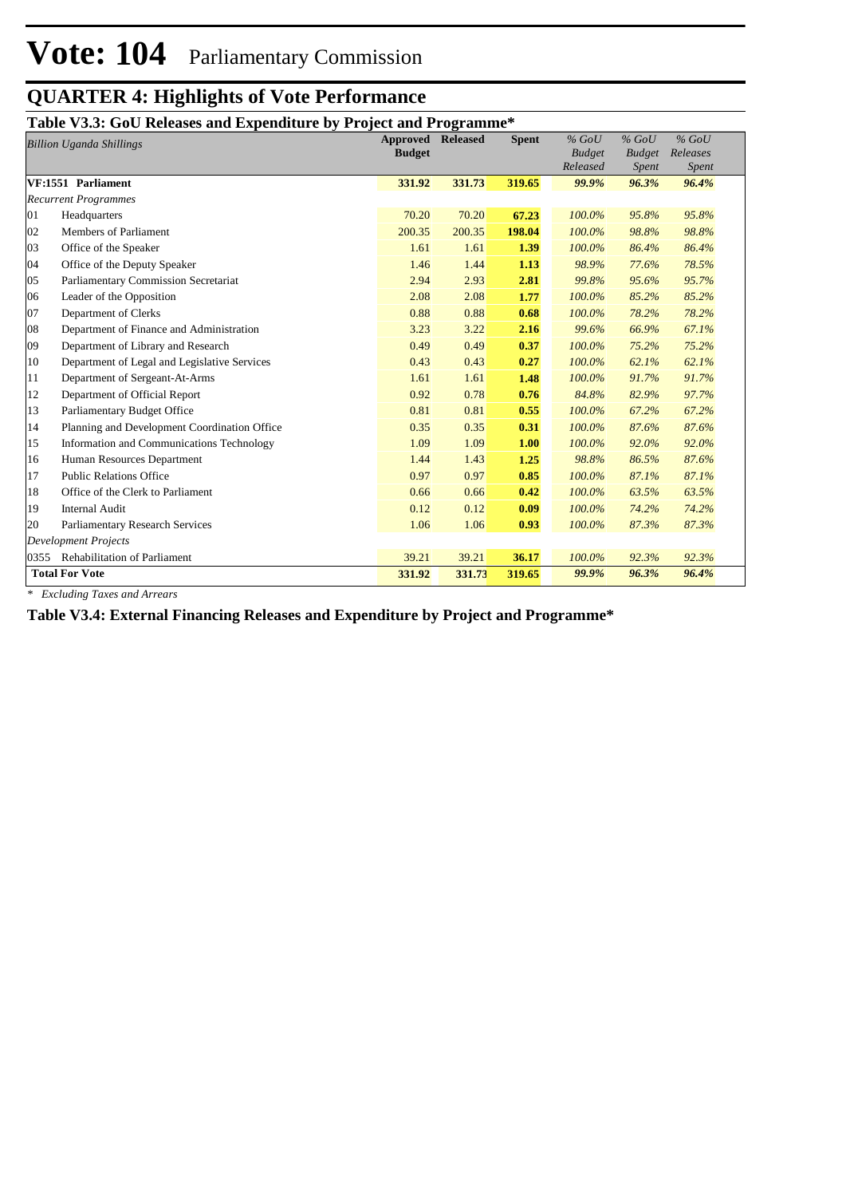# Vote: 104 Parliamentary Commission

## QUARTER 4: Highlights of Vote Performance

### Table V3.3: GoU Releases and Expenditure by Project and Programme*

| *Billion Uganda Shillings* | Approved Budget | Released | Spent | *% GoU Budget Released* | *% GoU Budget Spent* | *% GoU Releases Spent* |
|---|---|---|---|---|---|---|
| **VF:1551 Parliament** | **331.92** | **331.73** | **319.65** | ***99.9%*** | ***96.3%*** | ***96.4%*** |
| *Recurrent Programmes* | | | | | | |
| 01 Headquarters | 70.20 | 70.20 | **67.23** | *100.0%* | *95.8%* | *95.8%* |
| 02 Members of Parliament | 200.35 | 200.35 | **198.04** | *100.0%* | *98.8%* | *98.8%* |
| 03 Office of the Speaker | 1.61 | 1.61 | **1.39** | *100.0%* | *86.4%* | *86.4%* |
| 04 Office of the Deputy Speaker | 1.46 | 1.44 | **1.13** | *98.9%* | *77.6%* | *78.5%* |
| 05 Parliamentary Commission Secretariat | 2.94 | 2.93 | **2.81** | *99.8%* | *95.6%* | *95.7%* |
| 06 Leader of the Opposition | 2.08 | 2.08 | **1.77** | *100.0%* | *85.2%* | *85.2%* |
| 07 Department of Clerks | 0.88 | 0.88 | **0.68** | *100.0%* | *78.2%* | *78.2%* |
| 08 Department of Finance and Administration | 3.23 | 3.22 | **2.16** | *99.6%* | *66.9%* | *67.1%* |
| 09 Department of Library and Research | 0.49 | 0.49 | **0.37** | *100.0%* | *75.2%* | *75.2%* |
| 10 Department of Legal and Legislative Services | 0.43 | 0.43 | **0.27** | *100.0%* | *62.1%* | *62.1%* |
| 11 Department of Sergeant-At-Arms | 1.61 | 1.61 | **1.48** | *100.0%* | *91.7%* | *91.7%* |
| 12 Department of Official Report | 0.92 | 0.78 | **0.76** | *84.8%* | *82.9%* | *97.7%* |
| 13 Parliamentary Budget Office | 0.81 | 0.81 | **0.55** | *100.0%* | *67.2%* | *67.2%* |
| 14 Planning and Development Coordination Office | 0.35 | 0.35 | **0.31** | *100.0%* | *87.6%* | *87.6%* |
| 15 Information and Communications Technology | 1.09 | 1.09 | **1.00** | *100.0%* | *92.0%* | *92.0%* |
| 16 Human Resources Department | 1.44 | 1.43 | **1.25** | *98.8%* | *86.5%* | *87.6%* |
| 17 Public Relations Office | 0.97 | 0.97 | **0.85** | *100.0%* | *87.1%* | *87.1%* |
| 18 Office of the Clerk to Parliament | 0.66 | 0.66 | **0.42** | *100.0%* | *63.5%* | *63.5%* |
| 19 Internal Audit | 0.12 | 0.12 | **0.09** | *100.0%* | *74.2%* | *74.2%* |
| 20 Parliamentary Research Services | 1.06 | 1.06 | **0.93** | *100.0%* | *87.3%* | *87.3%* |
| *Development Projects* | | | | | | |
| 0355 Rehabilitation of Parliament | 39.21 | 39.21 | **36.17** | *100.0%* | *92.3%* | *92.3%* |
| **Total For Vote** | **331.92** | **331.73** | **319.65** | ***99.9%*** | ***96.3%*** | ***96.4%*** |

*\* Excluding Taxes and Arrears*

### Table V3.4: External Financing Releases and Expenditure by Project and Programme*